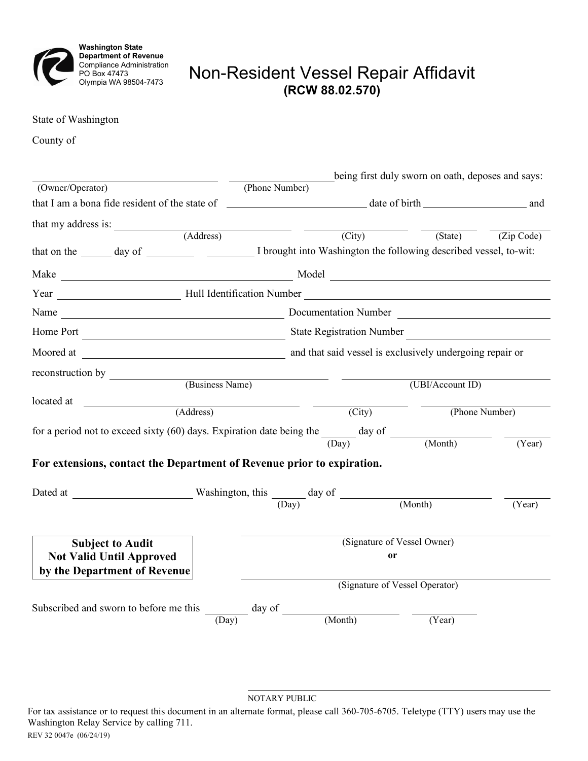Washington State
Department of Revenue
Compliance Administration
PO Box 47473
Olympia WA 98504-7473

# Non-Resident Vessel Repair Affidavit

## (RCW 88.02.570)

State of Washington

County of

\_\_\_\_\_\_\_\_\_\_\_\_\_\_\_\_\_\_\_\_\_\_\_\_ (Owner/Operator) \_\_\_\_\_\_\_\_\_\_\_\_\_\_\_\_ (Phone Number) being first duly sworn on oath, deposes and says:

that I am a bona fide resident of the state of \_\_\_\_\_\_\_\_\_\_\_\_\_\_\_\_ date of birth \_\_\_\_\_\_\_\_\_\_\_\_ and

that my address is: \_\_\_\_\_\_\_\_\_\_\_\_\_\_\_\_ (Address) \_\_\_\_\_\_\_\_\_\_ (City) \_\_\_\_\_\_ (State) \_\_\_\_\_\_ (Zip Code)

that on the \_\_\_\_ day of \_\_\_\_\_\_ \_\_\_\_\_\_ I brought into Washington the following described vessel, to-wit:

Make \_\_\_\_\_\_\_\_\_\_\_\_\_\_\_\_\_\_\_\_ Model \_\_\_\_\_\_\_\_\_\_\_\_\_\_\_\_\_\_\_\_

Year \_\_\_\_\_\_\_\_\_\_\_\_ Hull Identification Number \_\_\_\_\_\_\_\_\_\_\_\_\_\_\_\_\_\_\_\_

Name \_\_\_\_\_\_\_\_\_\_\_\_\_\_\_\_\_\_\_\_ Documentation Number \_\_\_\_\_\_\_\_\_\_\_\_\_\_\_\_\_\_\_\_

Home Port \_\_\_\_\_\_\_\_\_\_\_\_\_\_\_\_\_\_\_\_ State Registration Number \_\_\_\_\_\_\_\_\_\_\_\_\_\_\_\_\_\_\_\_

Moored at \_\_\_\_\_\_\_\_\_\_\_\_\_\_\_\_\_\_\_\_ and that said vessel is exclusively undergoing repair or

reconstruction by \_\_\_\_\_\_\_\_\_\_\_\_\_\_\_\_\_\_\_\_ (Business Name) \_\_\_\_\_\_\_\_\_\_\_\_\_\_\_\_\_\_\_\_ (UBI/Account ID)

located at \_\_\_\_\_\_\_\_\_\_\_\_\_\_\_\_\_\_\_\_ (Address) \_\_\_\_\_\_\_\_\_\_ (City) \_\_\_\_\_\_\_\_\_\_ (Phone Number)

for a period not to exceed sixty (60) days. Expiration date being the \_\_\_\_ (Day) day of \_\_\_\_\_\_\_\_ (Month) \_\_\_\_\_\_ (Year)

**For extensions, contact the Department of Revenue prior to expiration.**

Dated at \_\_\_\_\_\_\_\_\_\_\_\_ Washington, this \_\_\_\_ (Day) day of \_\_\_\_\_\_\_\_ (Month) \_\_\_\_\_\_ (Year)

**Subject to Audit**
**Not Valid Until Approved**
**by the Department of Revenue**

\_\_\_\_\_\_\_\_\_\_\_\_\_\_\_\_\_\_\_\_\_\_\_\_
(Signature of Vessel Owner)

**or**

\_\_\_\_\_\_\_\_\_\_\_\_\_\_\_\_\_\_\_\_\_\_\_\_
(Signature of Vessel Operator)

Subscribed and sworn to before me this \_\_\_\_ (Day) day of \_\_\_\_\_\_\_\_ (Month) \_\_\_\_\_\_ (Year)

\_\_\_\_\_\_\_\_\_\_\_\_\_\_\_\_\_\_\_\_\_\_\_\_
NOTARY PUBLIC

For tax assistance or to request this document in an alternate format, please call 360-705-6705. Teletype (TTY) users may use the Washington Relay Service by calling 711.

REV 32 0047e (06/24/19)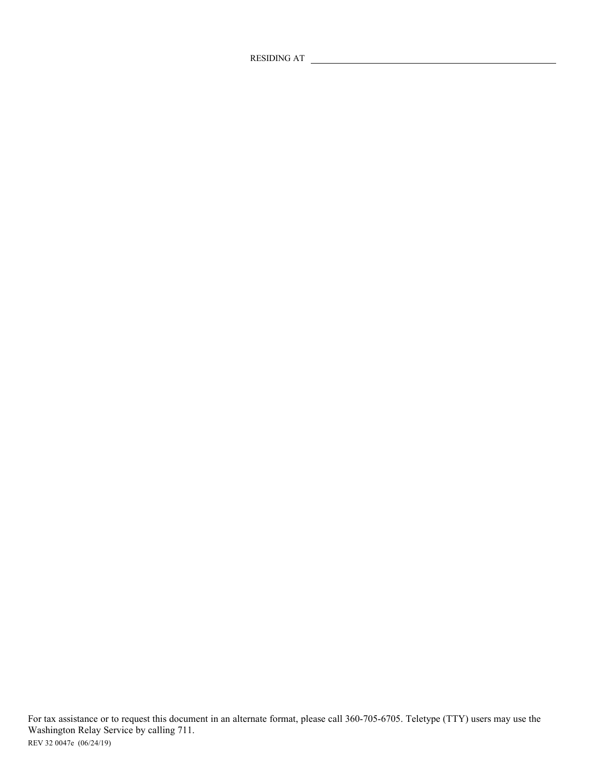RESIDING AT \_\_\_\_\_\_\_\_\_\_\_\_\_\_\_\_\_\_\_\_\_\_\_\_\_\_\_\_\_\_\_\_\_\_\_\_\_\_\_\_

For tax assistance or to request this document in an alternate format, please call 360-705-6705. Teletype (TTY) users may use the Washington Relay Service by calling 711.

REV 32 0047e (06/24/19)